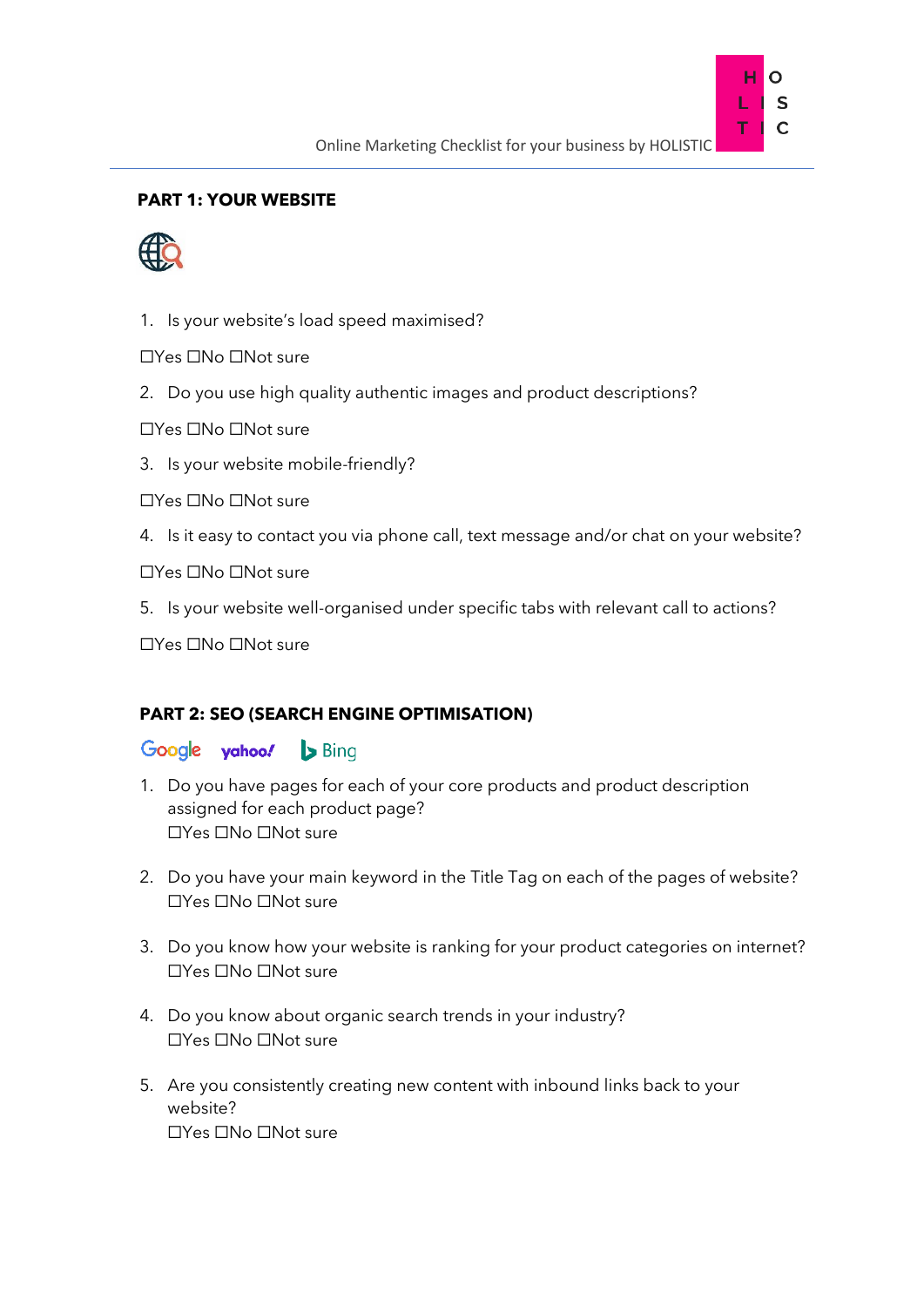## PART 1: YOUR WEBSITE

1. Is your website's load speed maximised?

☐Yes ☐No ☐Not sure

2. Do you use high quality authentic images and product descriptions?

☐Yes ☐No ☐Not sure

3. Is your website mobile-friendly?

☐Yes ☐No ☐Not sure

4. Is it easy to contact you via phone call, text message and/or chat on your website?

☐Yes ☐No ☐Not sure

5. Is your website well-organised under specific tabs with relevant call to actions?

☐Yes ☐No ☐Not sure

## PART 2: SEO (SEARCH ENGINE OPTIMISATION)

1. Do you have pages for each of your core products and product description assigned for each product page?
   ☐Yes ☐No ☐Not sure

2. Do you have your main keyword in the Title Tag on each of the pages of website?
   ☐Yes ☐No ☐Not sure

3. Do you know how your website is ranking for your product categories on internet?
   ☐Yes ☐No ☐Not sure

4. Do you know about organic search trends in your industry?
   ☐Yes ☐No ☐Not sure

5. Are you consistently creating new content with inbound links back to your website?
   ☐Yes ☐No ☐Not sure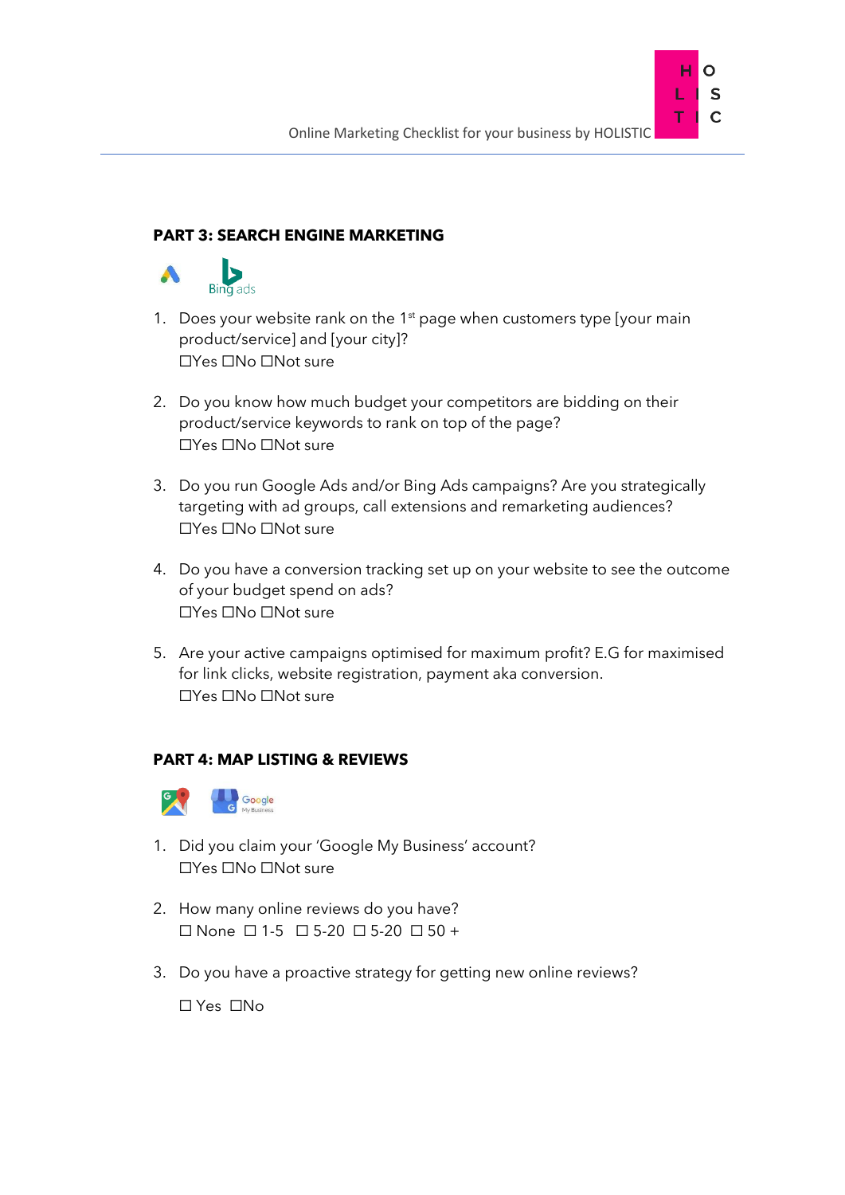## PART 3: SEARCH ENGINE MARKETING

1. Does your website rank on the 1st page when customers type [your main product/service] and [your city]?
☐Yes ☐No ☐Not sure

2. Do you know how much budget your competitors are bidding on their product/service keywords to rank on top of the page?
☐Yes ☐No ☐Not sure

3. Do you run Google Ads and/or Bing Ads campaigns? Are you strategically targeting with ad groups, call extensions and remarketing audiences?
☐Yes ☐No ☐Not sure

4. Do you have a conversion tracking set up on your website to see the outcome of your budget spend on ads?
☐Yes ☐No ☐Not sure

5. Are your active campaigns optimised for maximum profit? E.G for maximised for link clicks, website registration, payment aka conversion.
☐Yes ☐No ☐Not sure

## PART 4: MAP LISTING & REVIEWS

1. Did you claim your 'Google My Business' account?
☐Yes ☐No ☐Not sure

2. How many online reviews do you have?
☐ None ☐ 1-5 ☐ 5-20 ☐ 5-20 ☐ 50 +

3. Do you have a proactive strategy for getting new online reviews?

   ☐ Yes ☐No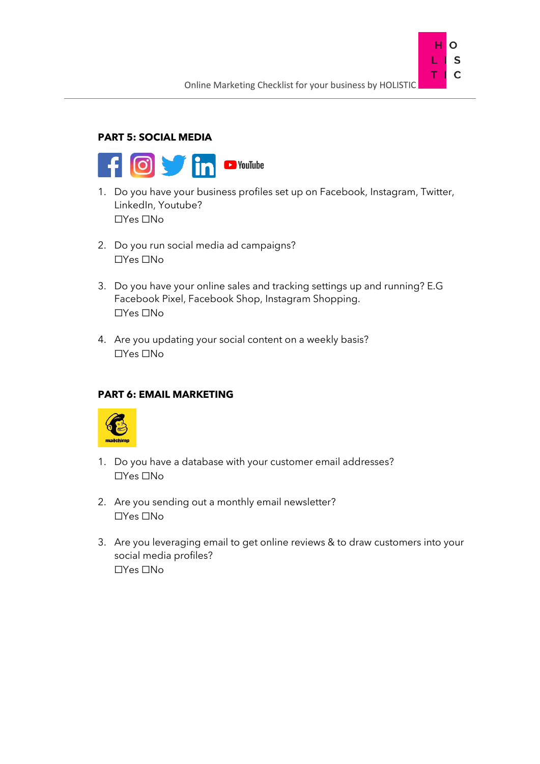## PART 5: SOCIAL MEDIA

1. Do you have your business profiles set up on Facebook, Instagram, Twitter, LinkedIn, Youtube?
   ☐Yes ☐No

2. Do you run social media ad campaigns?
   ☐Yes ☐No

3. Do you have your online sales and tracking settings up and running? E.G Facebook Pixel, Facebook Shop, Instagram Shopping.
   ☐Yes ☐No

4. Are you updating your social content on a weekly basis?
   ☐Yes ☐No

## PART 6: EMAIL MARKETING

1. Do you have a database with your customer email addresses?
   ☐Yes ☐No

2. Are you sending out a monthly email newsletter?
   ☐Yes ☐No

3. Are you leveraging email to get online reviews & to draw customers into your social media profiles?
   ☐Yes ☐No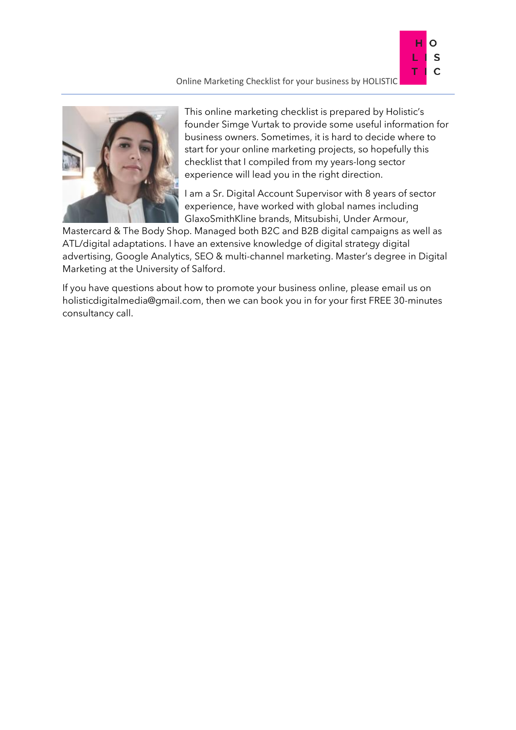This online marketing checklist is prepared by Holistic's founder Simge Vurtak to provide some useful information for business owners. Sometimes, it is hard to decide where to start for your online marketing projects, so hopefully this checklist that I compiled from my years-long sector experience will lead you in the right direction.

I am a Sr. Digital Account Supervisor with 8 years of sector experience, have worked with global names including GlaxoSmithKline brands, Mitsubishi, Under Armour, Mastercard & The Body Shop. Managed both B2C and B2B digital campaigns as well as ATL/digital adaptations. I have an extensive knowledge of digital strategy digital advertising, Google Analytics, SEO & multi-channel marketing. Master's degree in Digital Marketing at the University of Salford.

If you have questions about how to promote your business online, please email us on holisticdigitalmedia@gmail.com, then we can book you in for your first FREE 30-minutes consultancy call.